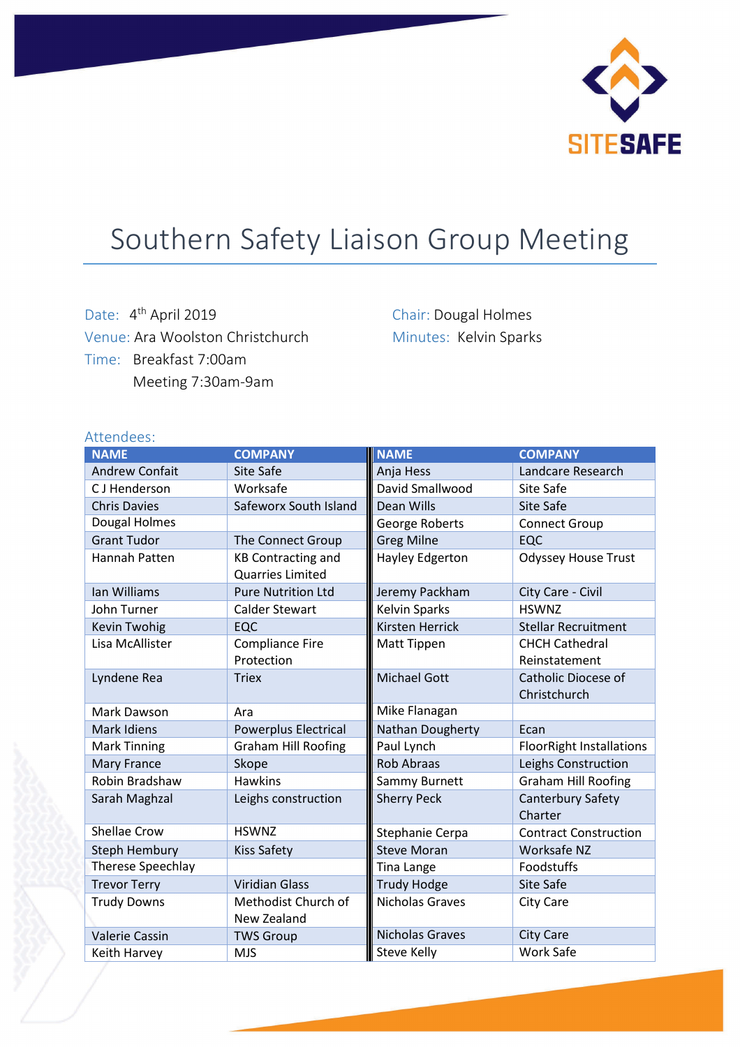SITESAFE

# Southern Safety Liaison Group Meeting

Date: 4th April 2019

Venue: Ara Woolston Christchurch

Time: Breakfast 7:00am
Meeting 7:30am-9am

Chair: Dougal Holmes

Minutes: Kelvin Sparks

Attendees:

| NAME | COMPANY | NAME | COMPANY |
|---|---|---|---|
| Andrew Confait | Site Safe | Anja Hess | Landcare Research |
| C J Henderson | Worksafe | David Smallwood | Site Safe |
| Chris Davies | Safeworx South Island | Dean Wills | Site Safe |
| Dougal Holmes | | George Roberts | Connect Group |
| Grant Tudor | The Connect Group | Greg Milne | EQC |
| Hannah Patten | KB Contracting and Quarries Limited | Hayley Edgerton | Odyssey House Trust |
| Ian Williams | Pure Nutrition Ltd | Jeremy Packham | City Care - Civil |
| John Turner | Calder Stewart | Kelvin Sparks | HSWNZ |
| Kevin Twohig | EQC | Kirsten Herrick | Stellar Recruitment |
| Lisa McAllister | Compliance Fire Protection | Matt Tippen | CHCH Cathedral Reinstatement |
| Lyndene Rea | Triex | Michael Gott | Catholic Diocese of Christchurch |
| Mark Dawson | Ara | Mike Flanagan | |
| Mark Idiens | Powerplus Electrical | Nathan Dougherty | Ecan |
| Mark Tinning | Graham Hill Roofing | Paul Lynch | FloorRight Installations |
| Mary France | Skope | Rob Abraas | Leighs Construction |
| Robin Bradshaw | Hawkins | Sammy Burnett | Graham Hill Roofing |
| Sarah Maghzal | Leighs construction | Sherry Peck | Canterbury Safety Charter |
| Shellae Crow | HSWNZ | Stephanie Cerpa | Contract Construction |
| Steph Hembury | Kiss Safety | Steve Moran | Worksafe NZ |
| Therese Speechlay | | Tina Lange | Foodstuffs |
| Trevor Terry | Viridian Glass | Trudy Hodge | Site Safe |
| Trudy Downs | Methodist Church of New Zealand | Nicholas Graves | City Care |
| Valerie Cassin | TWS Group | Nicholas Graves | City Care |
| Keith Harvey | MJS | Steve Kelly | Work Safe |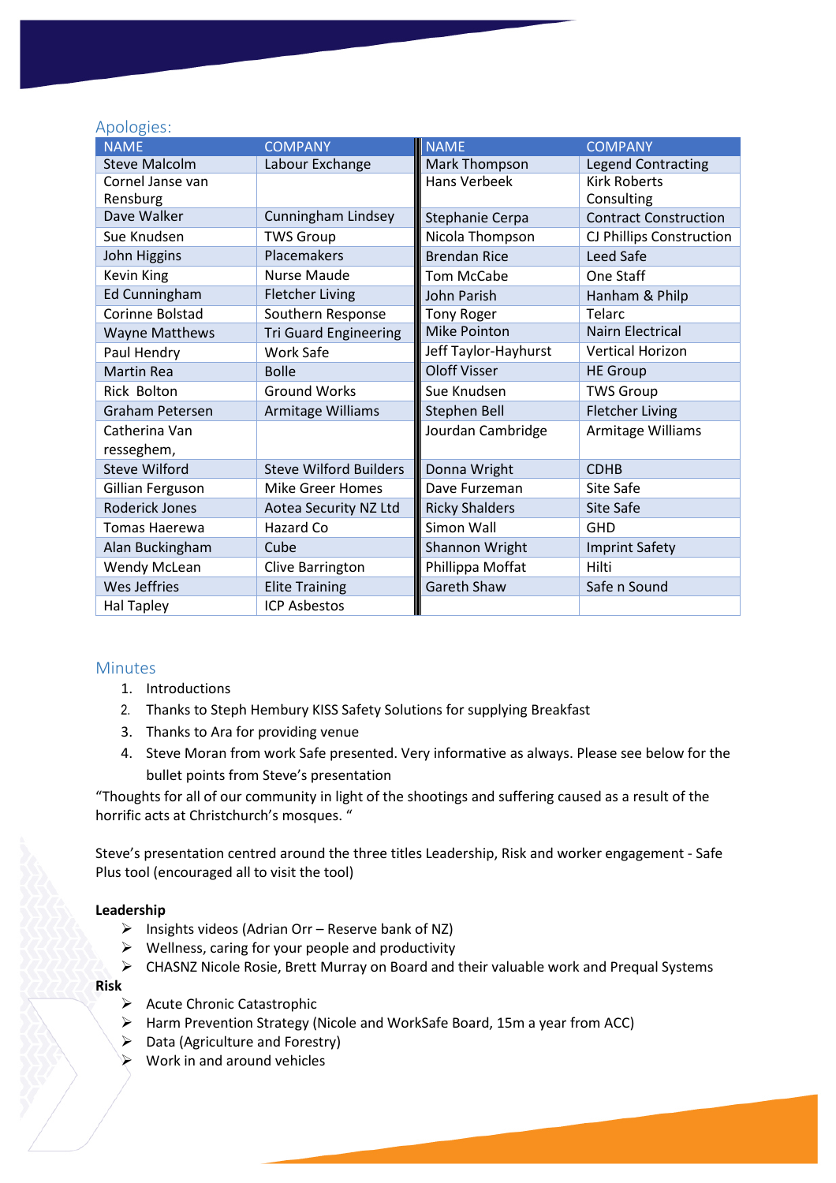## Apologies:

| NAME | COMPANY | NAME | COMPANY |
|---|---|---|---|
| Steve Malcolm | Labour Exchange | Mark Thompson | Legend Contracting |
| Cornel Janse van Rensburg | | Hans Verbeek | Kirk Roberts Consulting |
| Dave Walker | Cunningham Lindsey | Stephanie Cerpa | Contract Construction |
| Sue Knudsen | TWS Group | Nicola Thompson | CJ Phillips Construction |
| John Higgins | Placemakers | Brendan Rice | Leed Safe |
| Kevin King | Nurse Maude | Tom McCabe | One Staff |
| Ed Cunningham | Fletcher Living | John Parish | Hanham & Philp |
| Corinne Bolstad | Southern Response | Tony Roger | Telarc |
| Wayne Matthews | Tri Guard Engineering | Mike Pointon | Nairn Electrical |
| Paul Hendry | Work Safe | Jeff Taylor-Hayhurst | Vertical Horizon |
| Martin Rea | Bolle | Oloff Visser | HE Group |
| Rick Bolton | Ground Works | Sue Knudsen | TWS Group |
| Graham Petersen | Armitage Williams | Stephen Bell | Fletcher Living |
| Catherina Van resseghem, | | Jourdan Cambridge | Armitage Williams |
| Steve Wilford | Steve Wilford Builders | Donna Wright | CDHB |
| Gillian Ferguson | Mike Greer Homes | Dave Furzeman | Site Safe |
| Roderick Jones | Aotea Security NZ Ltd | Ricky Shalders | Site Safe |
| Tomas Haerewa | Hazard Co | Simon Wall | GHD |
| Alan Buckingham | Cube | Shannon Wright | Imprint Safety |
| Wendy McLean | Clive Barrington | Phillippa Moffat | Hilti |
| Wes Jeffries | Elite Training | Gareth Shaw | Safe n Sound |
| Hal Tapley | ICP Asbestos | | |

## Minutes

1. Introductions
2. Thanks to Steph Hembury KISS Safety Solutions for supplying Breakfast
3. Thanks to Ara for providing venue
4. Steve Moran from work Safe presented. Very informative as always. Please see below for the bullet points from Steve's presentation

"Thoughts for all of our community in light of the shootings and suffering caused as a result of the horrific acts at Christchurch's mosques. "

Steve's presentation centred around the three titles Leadership, Risk and worker engagement - Safe Plus tool (encouraged all to visit the tool)

**Leadership**

- Insights videos (Adrian Orr – Reserve bank of NZ)
- Wellness, caring for your people and productivity
- CHASNZ Nicole Rosie, Brett Murray on Board and their valuable work and Prequal Systems

**Risk**

- Acute Chronic Catastrophic
- Harm Prevention Strategy (Nicole and WorkSafe Board, 15m a year from ACC)
- Data (Agriculture and Forestry)
- Work in and around vehicles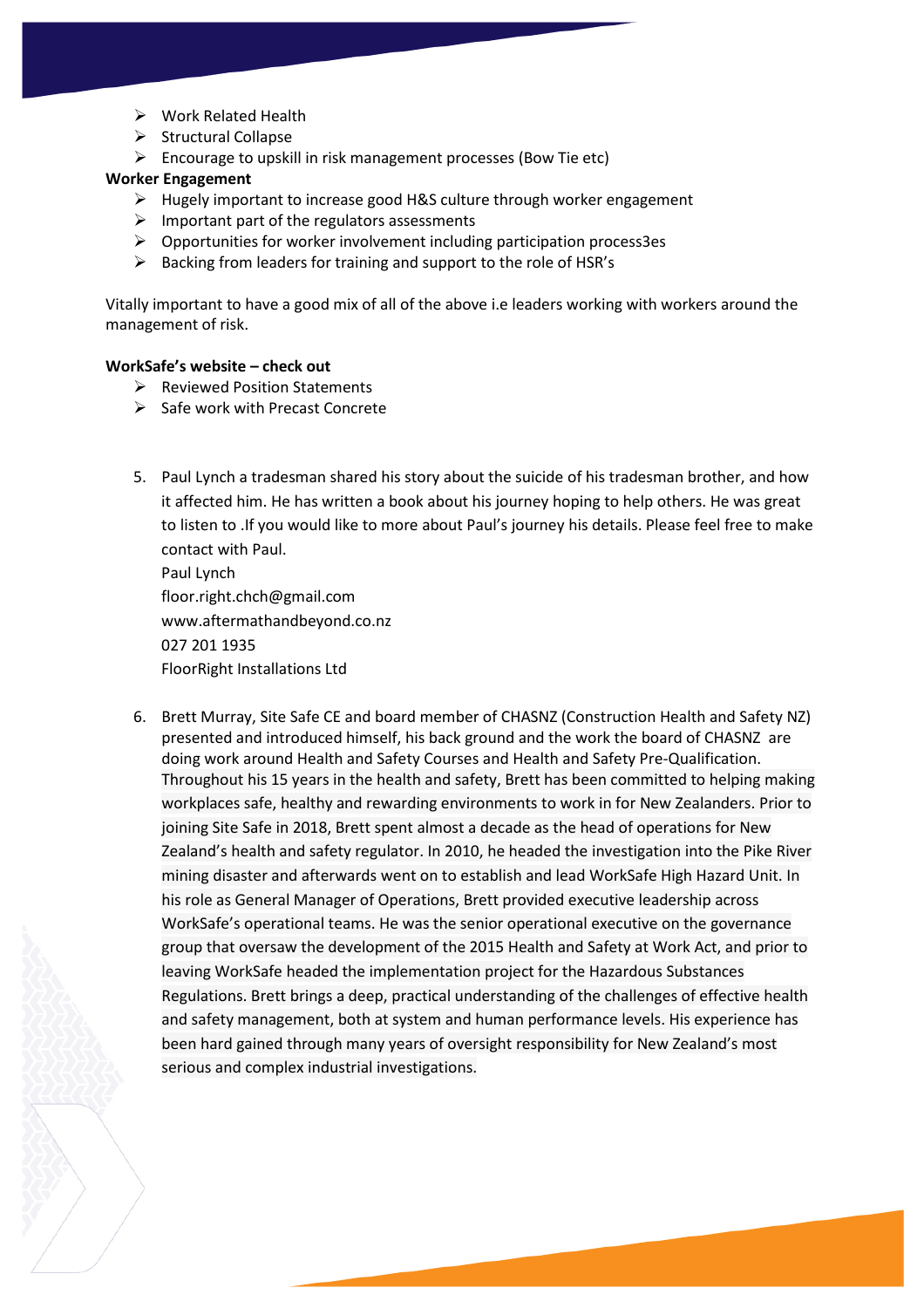- Work Related Health
- Structural Collapse
- Encourage to upskill in risk management processes (Bow Tie etc)

**Worker Engagement**

- Hugely important to increase good H&S culture through worker engagement
- Important part of the regulators assessments
- Opportunities for worker involvement including participation process3es
- Backing from leaders for training and support to the role of HSR's

Vitally important to have a good mix of all of the above i.e leaders working with workers around the management of risk.

**WorkSafe's website – check out**

- Reviewed Position Statements
- Safe work with Precast Concrete

5. Paul Lynch a tradesman shared his story about the suicide of his tradesman brother, and how it affected him. He has written a book about his journey hoping to help others. He was great to listen to .If you would like to more about Paul's journey his details. Please feel free to make contact with Paul.
   Paul Lynch
   floor.right.chch@gmail.com
   www.aftermathandbeyond.co.nz
   027 201 1935
   FloorRight Installations Ltd

6. Brett Murray, Site Safe CE and board member of CHASNZ (Construction Health and Safety NZ) presented and introduced himself, his back ground and the work the board of CHASNZ are doing work around Health and Safety Courses and Health and Safety Pre-Qualification. Throughout his 15 years in the health and safety, Brett has been committed to helping making workplaces safe, healthy and rewarding environments to work in for New Zealanders. Prior to joining Site Safe in 2018, Brett spent almost a decade as the head of operations for New Zealand's health and safety regulator. In 2010, he headed the investigation into the Pike River mining disaster and afterwards went on to establish and lead WorkSafe High Hazard Unit. In his role as General Manager of Operations, Brett provided executive leadership across WorkSafe's operational teams. He was the senior operational executive on the governance group that oversaw the development of the 2015 Health and Safety at Work Act, and prior to leaving WorkSafe headed the implementation project for the Hazardous Substances Regulations. Brett brings a deep, practical understanding of the challenges of effective health and safety management, both at system and human performance levels. His experience has been hard gained through many years of oversight responsibility for New Zealand's most serious and complex industrial investigations.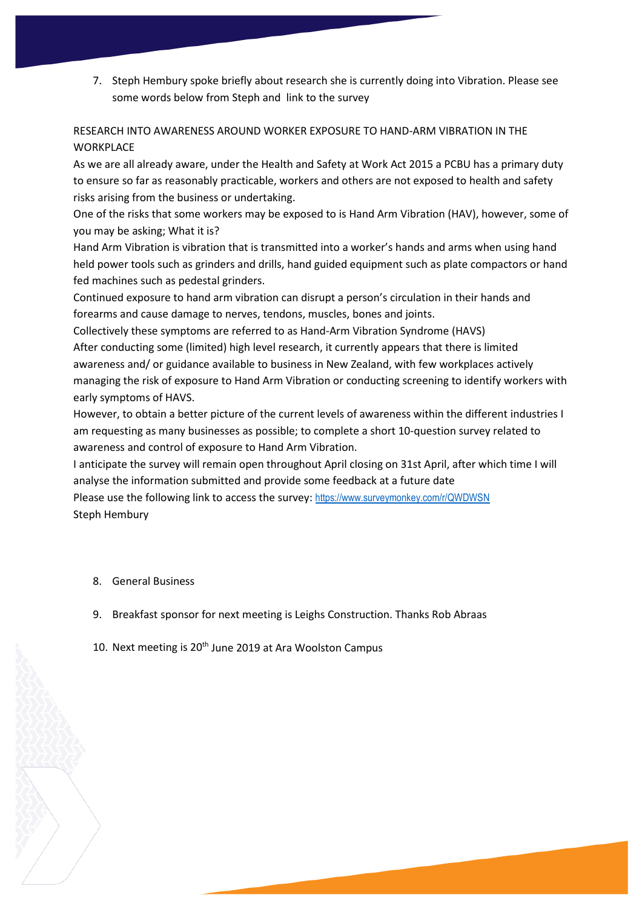7. Steph Hembury spoke briefly about research she is currently doing into Vibration. Please see some words below from Steph and link to the survey

RESEARCH INTO AWARENESS AROUND WORKER EXPOSURE TO HAND-ARM VIBRATION IN THE WORKPLACE

As we are all already aware, under the Health and Safety at Work Act 2015 a PCBU has a primary duty to ensure so far as reasonably practicable, workers and others are not exposed to health and safety risks arising from the business or undertaking.

One of the risks that some workers may be exposed to is Hand Arm Vibration (HAV), however, some of you may be asking; What it is?

Hand Arm Vibration is vibration that is transmitted into a worker's hands and arms when using hand held power tools such as grinders and drills, hand guided equipment such as plate compactors or hand fed machines such as pedestal grinders.

Continued exposure to hand arm vibration can disrupt a person's circulation in their hands and forearms and cause damage to nerves, tendons, muscles, bones and joints.

Collectively these symptoms are referred to as Hand-Arm Vibration Syndrome (HAVS)

After conducting some (limited) high level research, it currently appears that there is limited awareness and/ or guidance available to business in New Zealand, with few workplaces actively managing the risk of exposure to Hand Arm Vibration or conducting screening to identify workers with early symptoms of HAVS.

However, to obtain a better picture of the current levels of awareness within the different industries I am requesting as many businesses as possible; to complete a short 10-question survey related to awareness and control of exposure to Hand Arm Vibration.

I anticipate the survey will remain open throughout April closing on 31st April, after which time I will analyse the information submitted and provide some feedback at a future date

Please use the following link to access the survey: https://www.surveymonkey.com/r/QWDWSN

Steph Hembury

8. General Business

9. Breakfast sponsor for next meeting is Leighs Construction. Thanks Rob Abraas

10. Next meeting is 20th June 2019 at Ara Woolston Campus